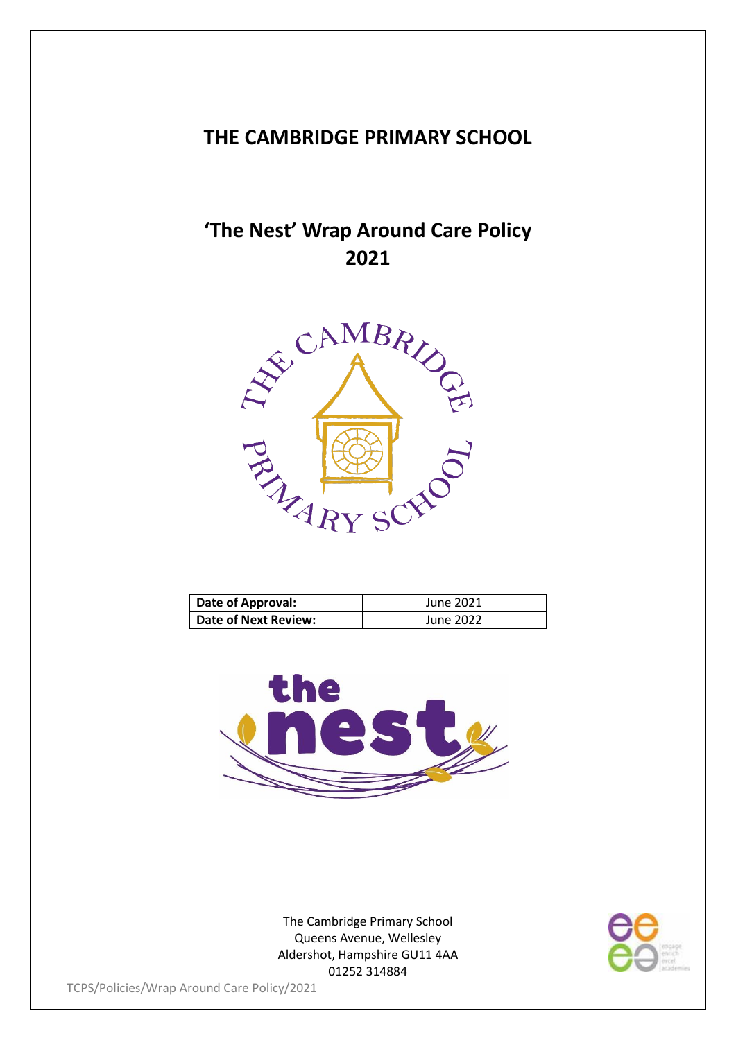# THE CAMBRIDGE PRIMARY SCHOOL

## 'The Nest' Wrap Around Care Policy 2021

| **Date of Approval:** | June 2021 |
| --- | --- |
| **Date of Next Review:** | June 2022 |

The Cambridge Primary School
Queens Avenue, Wellesley
Aldershot, Hampshire GU11 4AA
01252 314884

TCPS/Policies/Wrap Around Care Policy/2021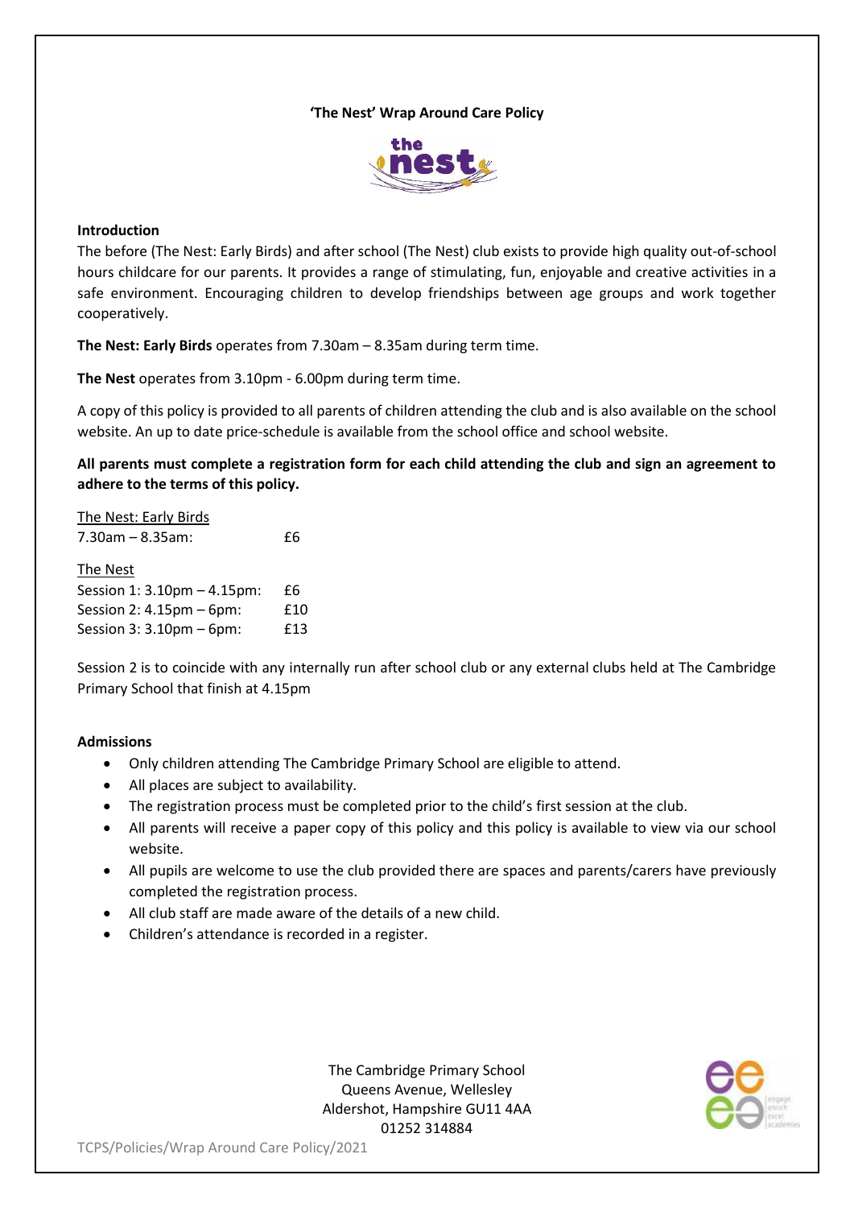**'The Nest' Wrap Around Care Policy**

**Introduction**

The before (The Nest: Early Birds) and after school (The Nest) club exists to provide high quality out-of-school hours childcare for our parents. It provides a range of stimulating, fun, enjoyable and creative activities in a safe environment. Encouraging children to develop friendships between age groups and work together cooperatively.

**The Nest: Early Birds** operates from 7.30am – 8.35am during term time.

**The Nest** operates from 3.10pm - 6.00pm during term time.

A copy of this policy is provided to all parents of children attending the club and is also available on the school website. An up to date price-schedule is available from the school office and school website.

**All parents must complete a registration form for each child attending the club and sign an agreement to adhere to the terms of this policy.**

The Nest: Early Birds
7.30am – 8.35am: £6

The Nest
Session 1: 3.10pm – 4.15pm: £6
Session 2: 4.15pm – 6pm: £10
Session 3: 3.10pm – 6pm: £13

Session 2 is to coincide with any internally run after school club or any external clubs held at The Cambridge Primary School that finish at 4.15pm

**Admissions**

- Only children attending The Cambridge Primary School are eligible to attend.
- All places are subject to availability.
- The registration process must be completed prior to the child's first session at the club.
- All parents will receive a paper copy of this policy and this policy is available to view via our school website.
- All pupils are welcome to use the club provided there are spaces and parents/carers have previously completed the registration process.
- All club staff are made aware of the details of a new child.
- Children's attendance is recorded in a register.

The Cambridge Primary School
Queens Avenue, Wellesley
Aldershot, Hampshire GU11 4AA
01252 314884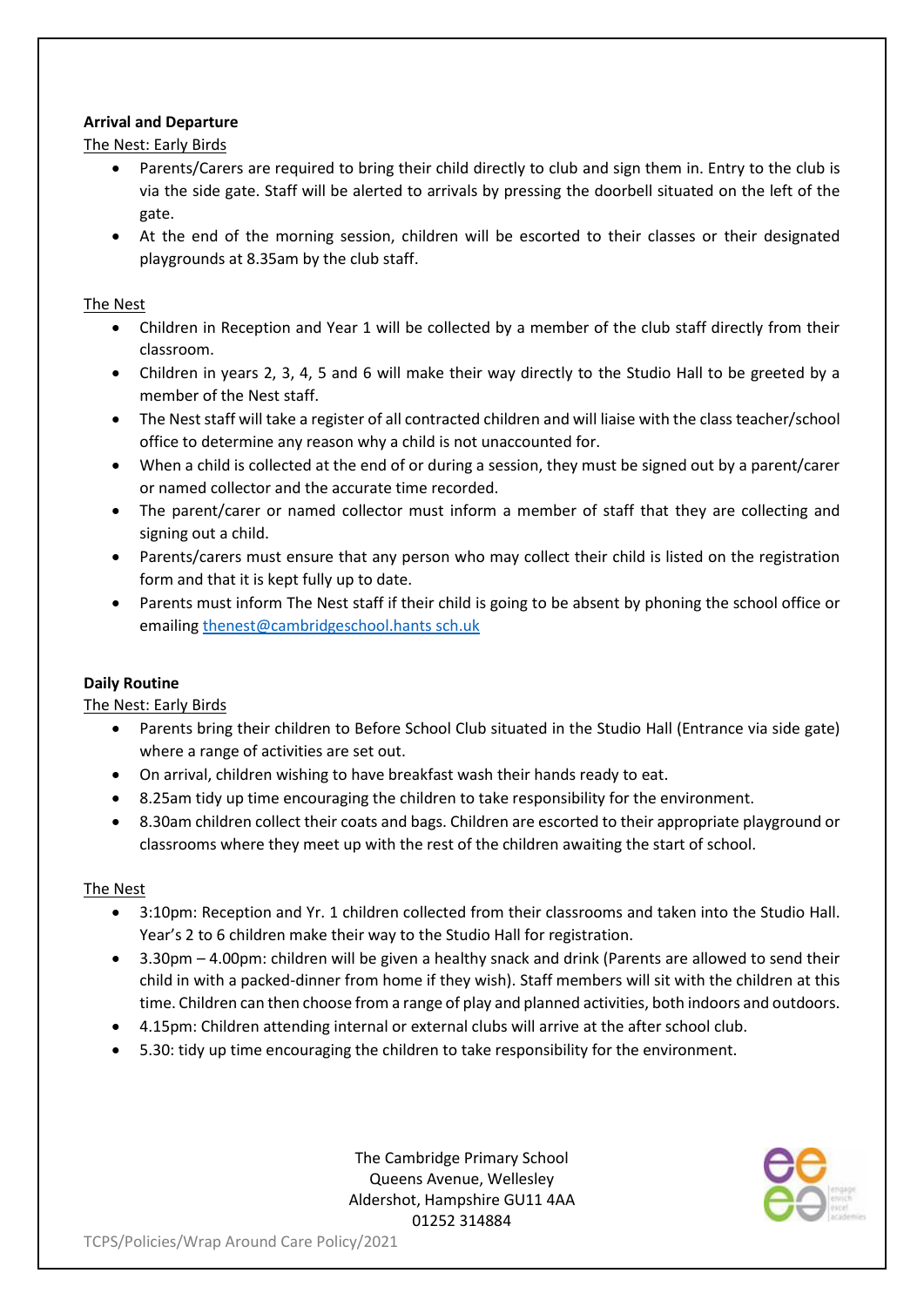**Arrival and Departure**

The Nest: Early Birds

- Parents/Carers are required to bring their child directly to club and sign them in. Entry to the club is via the side gate. Staff will be alerted to arrivals by pressing the doorbell situated on the left of the gate.
- At the end of the morning session, children will be escorted to their classes or their designated playgrounds at 8.35am by the club staff.

The Nest

- Children in Reception and Year 1 will be collected by a member of the club staff directly from their classroom.
- Children in years 2, 3, 4, 5 and 6 will make their way directly to the Studio Hall to be greeted by a member of the Nest staff.
- The Nest staff will take a register of all contracted children and will liaise with the class teacher/school office to determine any reason why a child is not unaccounted for.
- When a child is collected at the end of or during a session, they must be signed out by a parent/carer or named collector and the accurate time recorded.
- The parent/carer or named collector must inform a member of staff that they are collecting and signing out a child.
- Parents/carers must ensure that any person who may collect their child is listed on the registration form and that it is kept fully up to date.
- Parents must inform The Nest staff if their child is going to be absent by phoning the school office or emailing thenest@cambridgeschool.hants sch.uk

**Daily Routine**

The Nest: Early Birds

- Parents bring their children to Before School Club situated in the Studio Hall (Entrance via side gate) where a range of activities are set out.
- On arrival, children wishing to have breakfast wash their hands ready to eat.
- 8.25am tidy up time encouraging the children to take responsibility for the environment.
- 8.30am children collect their coats and bags. Children are escorted to their appropriate playground or classrooms where they meet up with the rest of the children awaiting the start of school.

The Nest

- 3:10pm: Reception and Yr. 1 children collected from their classrooms and taken into the Studio Hall. Year's 2 to 6 children make their way to the Studio Hall for registration.
- 3.30pm – 4.00pm: children will be given a healthy snack and drink (Parents are allowed to send their child in with a packed-dinner from home if they wish). Staff members will sit with the children at this time. Children can then choose from a range of play and planned activities, both indoors and outdoors.
- 4.15pm: Children attending internal or external clubs will arrive at the after school club.
- 5.30: tidy up time encouraging the children to take responsibility for the environment.

The Cambridge Primary School
Queens Avenue, Wellesley
Aldershot, Hampshire GU11 4AA
01252 314884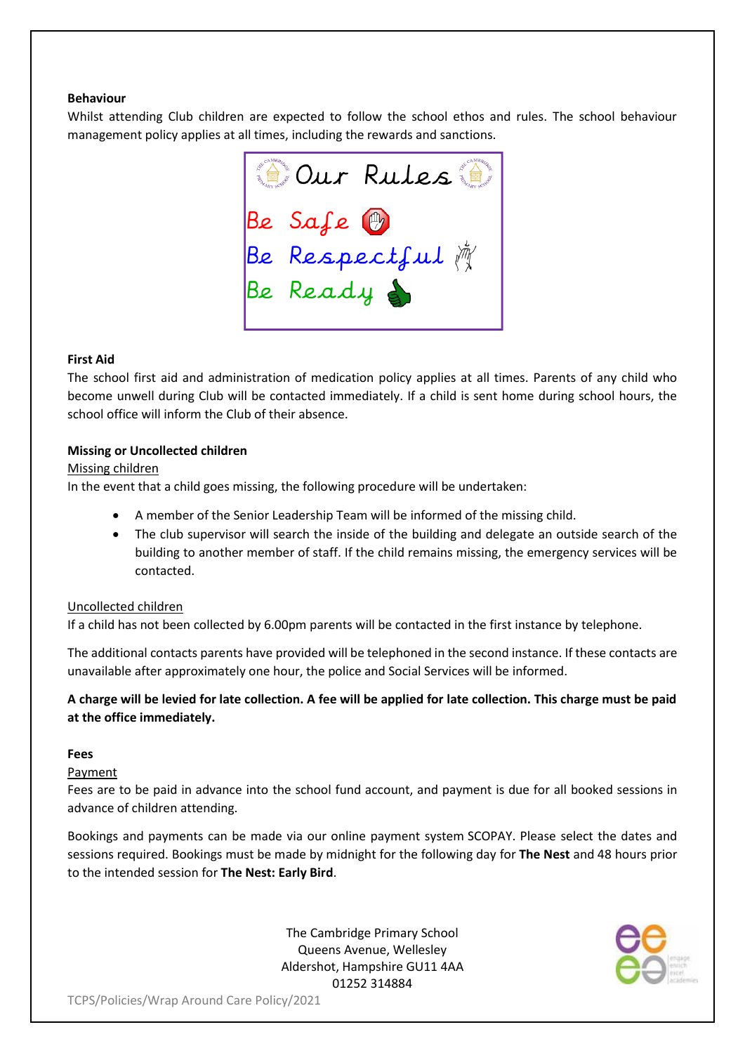**Behaviour**

Whilst attending Club children are expected to follow the school ethos and rules. The school behaviour management policy applies at all times, including the rewards and sanctions.

Our Rules

Be Safe

Be Respectful

Be Ready

**First Aid**

The school first aid and administration of medication policy applies at all times. Parents of any child who become unwell during Club will be contacted immediately. If a child is sent home during school hours, the school office will inform the Club of their absence.

**Missing or Uncollected children**

Missing children

In the event that a child goes missing, the following procedure will be undertaken:

- A member of the Senior Leadership Team will be informed of the missing child.
- The club supervisor will search the inside of the building and delegate an outside search of the building to another member of staff. If the child remains missing, the emergency services will be contacted.

Uncollected children

If a child has not been collected by 6.00pm parents will be contacted in the first instance by telephone.

The additional contacts parents have provided will be telephoned in the second instance. If these contacts are unavailable after approximately one hour, the police and Social Services will be informed.

**A charge will be levied for late collection. A fee will be applied for late collection. This charge must be paid at the office immediately.**

**Fees**

Payment

Fees are to be paid in advance into the school fund account, and payment is due for all booked sessions in advance of children attending.

Bookings and payments can be made via our online payment system SCOPAY. Please select the dates and sessions required. Bookings must be made by midnight for the following day for **The Nest** and 48 hours prior to the intended session for **The Nest: Early Bird**.

The Cambridge Primary School
Queens Avenue, Wellesley
Aldershot, Hampshire GU11 4AA
01252 314884

TCPS/Policies/Wrap Around Care Policy/2021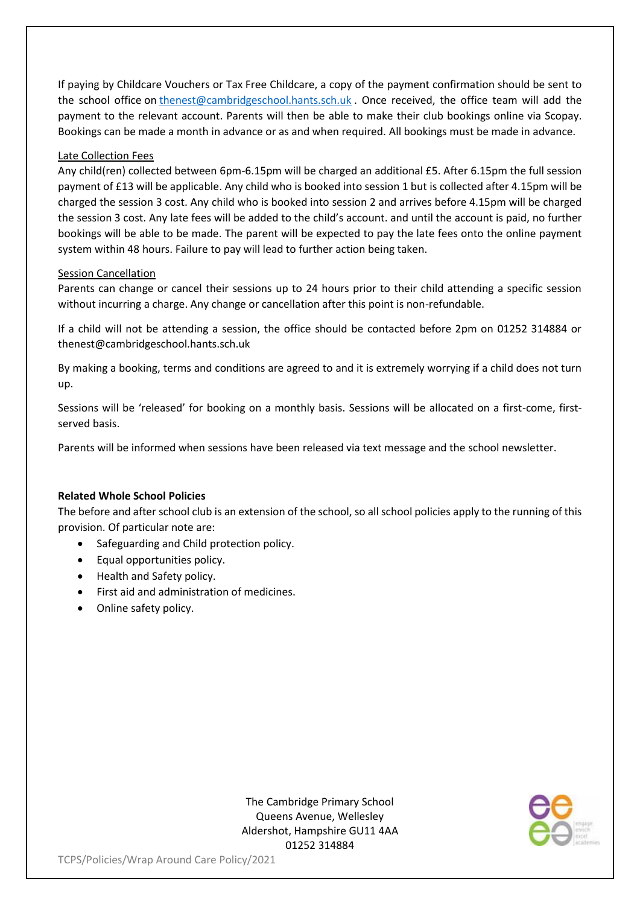If paying by Childcare Vouchers or Tax Free Childcare, a copy of the payment confirmation should be sent to the school office on thenest@cambridgeschool.hants.sch.uk . Once received, the office team will add the payment to the relevant account. Parents will then be able to make their club bookings online via Scopay. Bookings can be made a month in advance or as and when required. All bookings must be made in advance.

Late Collection Fees

Any child(ren) collected between 6pm-6.15pm will be charged an additional £5. After 6.15pm the full session payment of £13 will be applicable. Any child who is booked into session 1 but is collected after 4.15pm will be charged the session 3 cost. Any child who is booked into session 2 and arrives before 4.15pm will be charged the session 3 cost. Any late fees will be added to the child's account. and until the account is paid, no further bookings will be able to be made. The parent will be expected to pay the late fees onto the online payment system within 48 hours. Failure to pay will lead to further action being taken.

Session Cancellation

Parents can change or cancel their sessions up to 24 hours prior to their child attending a specific session without incurring a charge. Any change or cancellation after this point is non-refundable.

If a child will not be attending a session, the office should be contacted before 2pm on 01252 314884 or thenest@cambridgeschool.hants.sch.uk

By making a booking, terms and conditions are agreed to and it is extremely worrying if a child does not turn up.

Sessions will be 'released' for booking on a monthly basis. Sessions will be allocated on a first-come, first-served basis.

Parents will be informed when sessions have been released via text message and the school newsletter.

**Related Whole School Policies**

The before and after school club is an extension of the school, so all school policies apply to the running of this provision. Of particular note are:

- Safeguarding and Child protection policy.
- Equal opportunities policy.
- Health and Safety policy.
- First aid and administration of medicines.
- Online safety policy.

The Cambridge Primary School
Queens Avenue, Wellesley
Aldershot, Hampshire GU11 4AA
01252 314884

TCPS/Policies/Wrap Around Care Policy/2021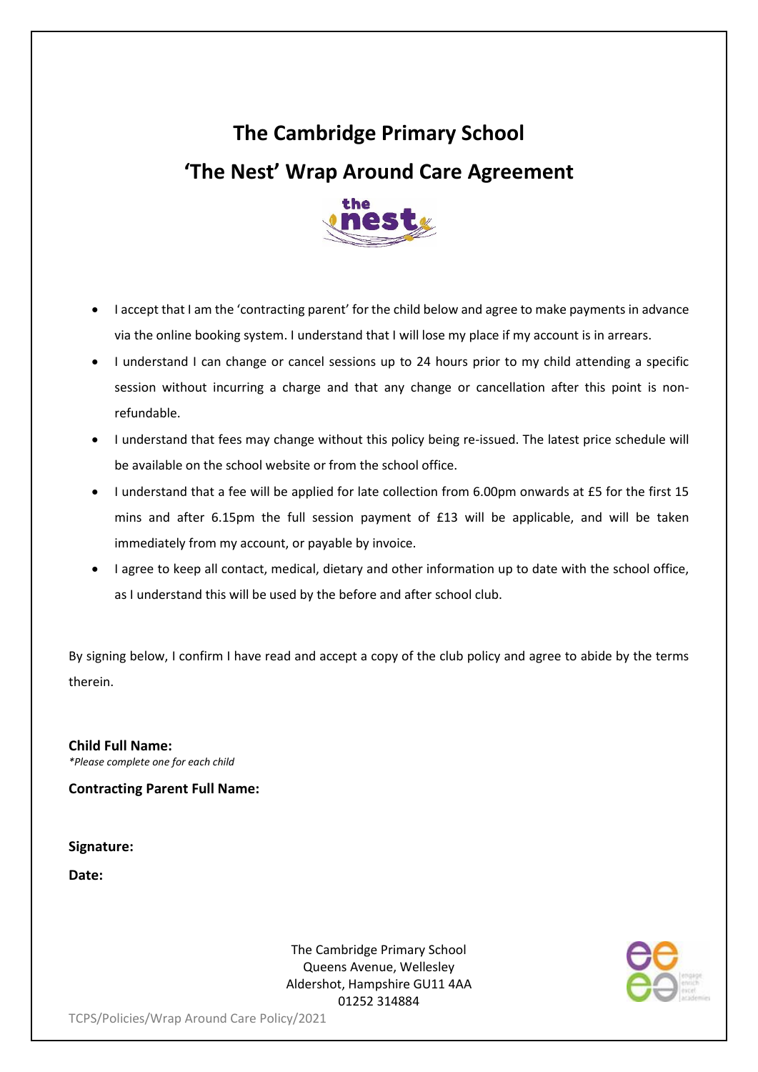# The Cambridge Primary School

## 'The Nest' Wrap Around Care Agreement

- I accept that I am the 'contracting parent' for the child below and agree to make payments in advance via the online booking system. I understand that I will lose my place if my account is in arrears.
- I understand I can change or cancel sessions up to 24 hours prior to my child attending a specific session without incurring a charge and that any change or cancellation after this point is non-refundable.
- I understand that fees may change without this policy being re-issued. The latest price schedule will be available on the school website or from the school office.
- I understand that a fee will be applied for late collection from 6.00pm onwards at £5 for the first 15 mins and after 6.15pm the full session payment of £13 will be applicable, and will be taken immediately from my account, or payable by invoice.
- I agree to keep all contact, medical, dietary and other information up to date with the school office, as I understand this will be used by the before and after school club.

By signing below, I confirm I have read and accept a copy of the club policy and agree to abide by the terms therein.

**Child Full Name:**
*\*Please complete one for each child*

**Contracting Parent Full Name:**

**Signature:**

**Date:**

The Cambridge Primary School
Queens Avenue, Wellesley
Aldershot, Hampshire GU11 4AA
01252 314884

TCPS/Policies/Wrap Around Care Policy/2021